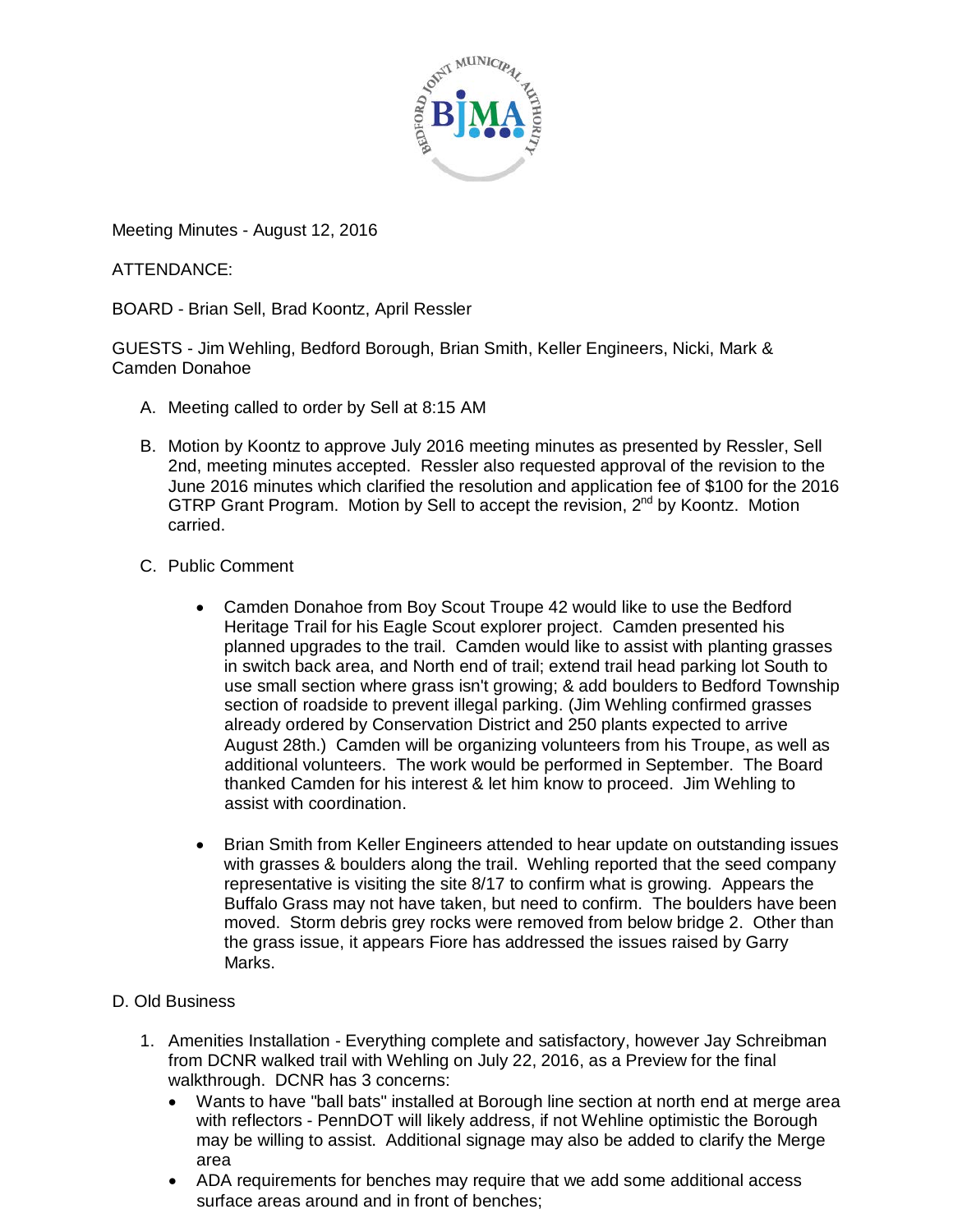Meeting Minutes - August 12, 2016

ATTENDANCE:

BOARD - Brian Sell, Brad Koontz, April Ressler

GUESTS - Jim Wehling, Bedford Borough, Brian Smith, Keller Engineers, Nicki, Mark & Camden Donahoe

A. Meeting called to order by Sell at 8:15 AM

B. Motion by Koontz to approve July 2016 meeting minutes as presented by Ressler, Sell 2nd, meeting minutes accepted. Ressler also requested approval of the revision to the June 2016 minutes which clarified the resolution and application fee of $100 for the 2016 GTRP Grant Program. Motion by Sell to accept the revision, 2nd by Koontz. Motion carried.

C. Public Comment

- Camden Donahoe from Boy Scout Troupe 42 would like to use the Bedford Heritage Trail for his Eagle Scout explorer project. Camden presented his planned upgrades to the trail. Camden would like to assist with planting grasses in switch back area, and North end of trail; extend trail head parking lot South to use small section where grass isn't growing; & add boulders to Bedford Township section of roadside to prevent illegal parking. (Jim Wehling confirmed grasses already ordered by Conservation District and 250 plants expected to arrive August 28th.) Camden will be organizing volunteers from his Troupe, as well as additional volunteers. The work would be performed in September. The Board thanked Camden for his interest & let him know to proceed. Jim Wehling to assist with coordination.

- Brian Smith from Keller Engineers attended to hear update on outstanding issues with grasses & boulders along the trail. Wehling reported that the seed company representative is visiting the site 8/17 to confirm what is growing. Appears the Buffalo Grass may not have taken, but need to confirm. The boulders have been moved. Storm debris grey rocks were removed from below bridge 2. Other than the grass issue, it appears Fiore has addressed the issues raised by Garry Marks.

D. Old Business

1. Amenities Installation - Everything complete and satisfactory, however Jay Schreibman from DCNR walked trail with Wehling on July 22, 2016, as a Preview for the final walkthrough. DCNR has 3 concerns:
   - Wants to have "ball bats" installed at Borough line section at north end at merge area with reflectors - PennDOT will likely address, if not Wehline optimistic the Borough may be willing to assist. Additional signage may also be added to clarify the Merge area
   - ADA requirements for benches may require that we add some additional access surface areas around and in front of benches;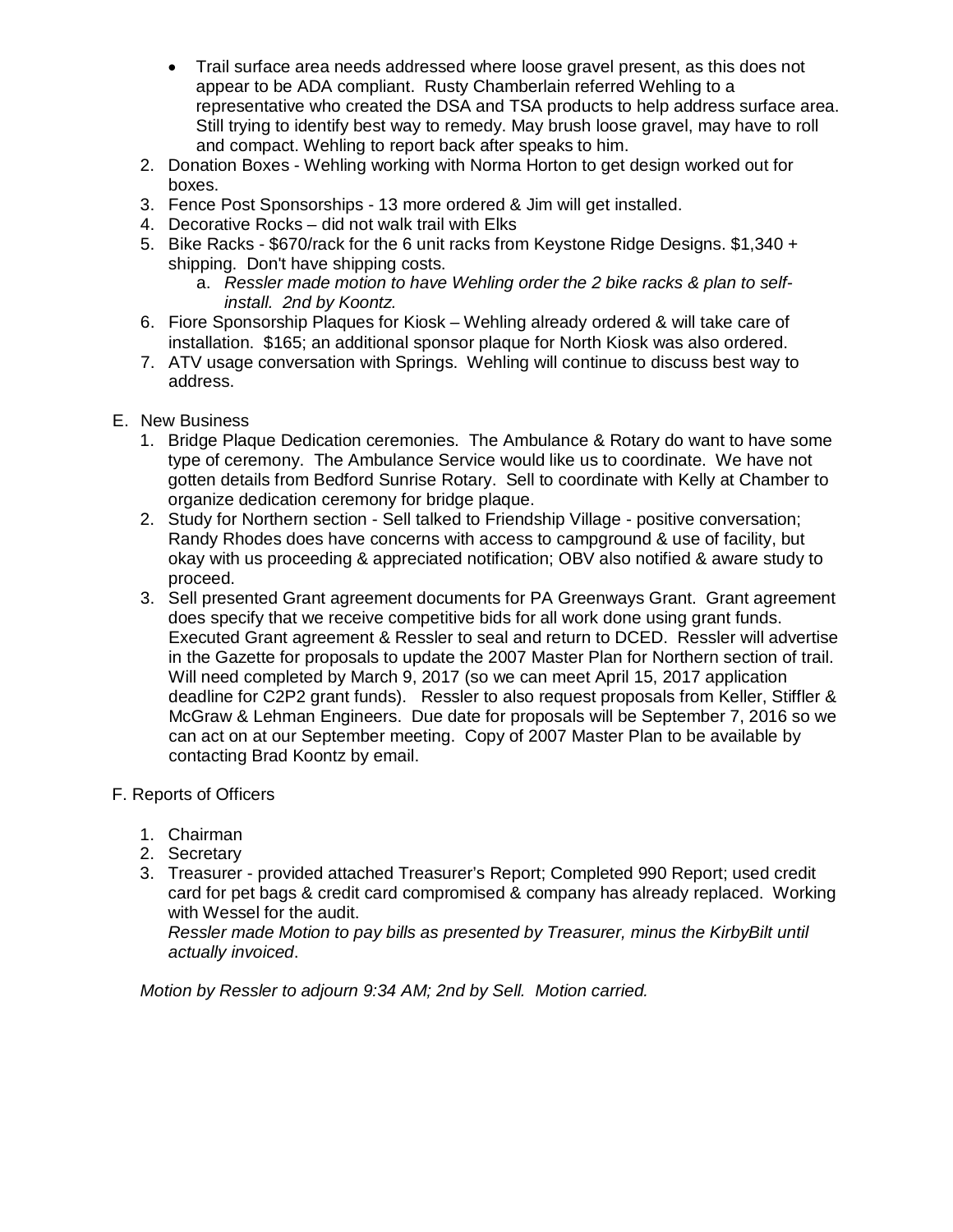- Trail surface area needs addressed where loose gravel present, as this does not appear to be ADA compliant. Rusty Chamberlain referred Wehling to a representative who created the DSA and TSA products to help address surface area. Still trying to identify best way to remedy. May brush loose gravel, may have to roll and compact. Wehling to report back after speaks to him.

2. Donation Boxes - Wehling working with Norma Horton to get design worked out for boxes.
3. Fence Post Sponsorships - 13 more ordered & Jim will get installed.
4. Decorative Rocks – did not walk trail with Elks
5. Bike Racks - $670/rack for the 6 unit racks from Keystone Ridge Designs. $1,340 + shipping. Don't have shipping costs.
   a. *Ressler made motion to have Wehling order the 2 bike racks & plan to self-install. 2nd by Koontz.*
6. Fiore Sponsorship Plaques for Kiosk – Wehling already ordered & will take care of installation. $165; an additional sponsor plaque for North Kiosk was also ordered.
7. ATV usage conversation with Springs. Wehling will continue to discuss best way to address.

E. New Business

1. Bridge Plaque Dedication ceremonies. The Ambulance & Rotary do want to have some type of ceremony. The Ambulance Service would like us to coordinate. We have not gotten details from Bedford Sunrise Rotary. Sell to coordinate with Kelly at Chamber to organize dedication ceremony for bridge plaque.
2. Study for Northern section - Sell talked to Friendship Village - positive conversation; Randy Rhodes does have concerns with access to campground & use of facility, but okay with us proceeding & appreciated notification; OBV also notified & aware study to proceed.
3. Sell presented Grant agreement documents for PA Greenways Grant. Grant agreement does specify that we receive competitive bids for all work done using grant funds. Executed Grant agreement & Ressler to seal and return to DCED. Ressler will advertise in the Gazette for proposals to update the 2007 Master Plan for Northern section of trail. Will need completed by March 9, 2017 (so we can meet April 15, 2017 application deadline for C2P2 grant funds). Ressler to also request proposals from Keller, Stiffler & McGraw & Lehman Engineers. Due date for proposals will be September 7, 2016 so we can act on at our September meeting. Copy of 2007 Master Plan to be available by contacting Brad Koontz by email.

F. Reports of Officers

1. Chairman
2. Secretary
3. Treasurer - provided attached Treasurer's Report; Completed 990 Report; used credit card for pet bags & credit card compromised & company has already replaced. Working with Wessel for the audit.
   *Ressler made Motion to pay bills as presented by Treasurer, minus the KirbyBilt until actually invoiced*.

*Motion by Ressler to adjourn 9:34 AM; 2nd by Sell. Motion carried.*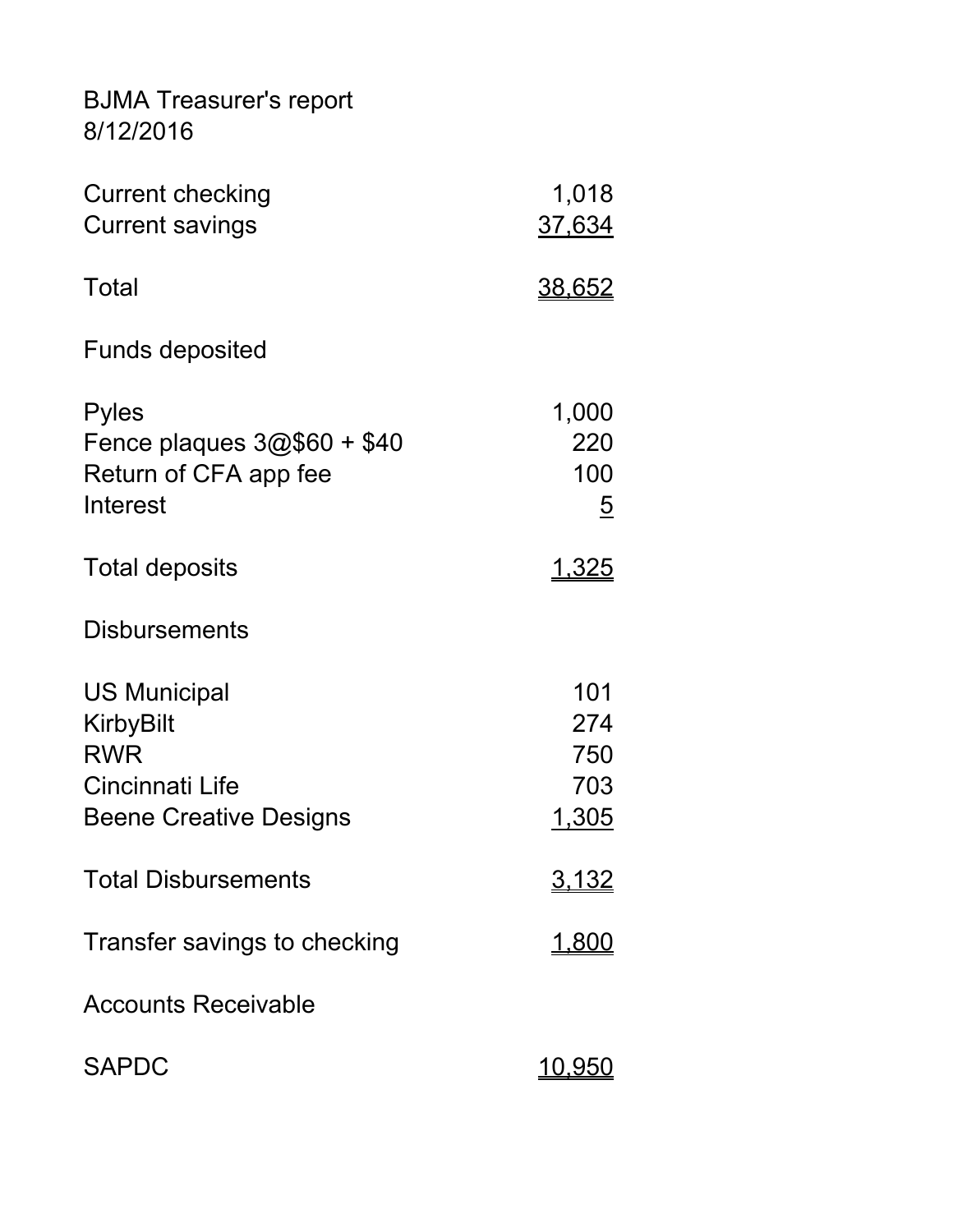BJMA Treasurer's report
8/12/2016

| | |
|---|---|
| Current checking | 1,018 |
| Current savings | 37,634 |
| | |
| Total | 38,652 |
| | |
| Funds deposited | |
| | |
| Pyles | 1,000 |
| Fence plaques 3@$60 + $40 | 220 |
| Return of CFA app fee | 100 |
| Interest | 5 |
| | |
| Total deposits | 1,325 |
| | |
| Disbursements | |
| | |
| US Municipal | 101 |
| KirbyBilt | 274 |
| RWR | 750 |
| Cincinnati Life | 703 |
| Beene Creative Designs | 1,305 |
| | |
| Total Disbursements | 3,132 |
| | |
| Transfer savings to checking | 1,800 |
| | |
| Accounts Receivable | |
| | |
| SAPDC | 10,950 |